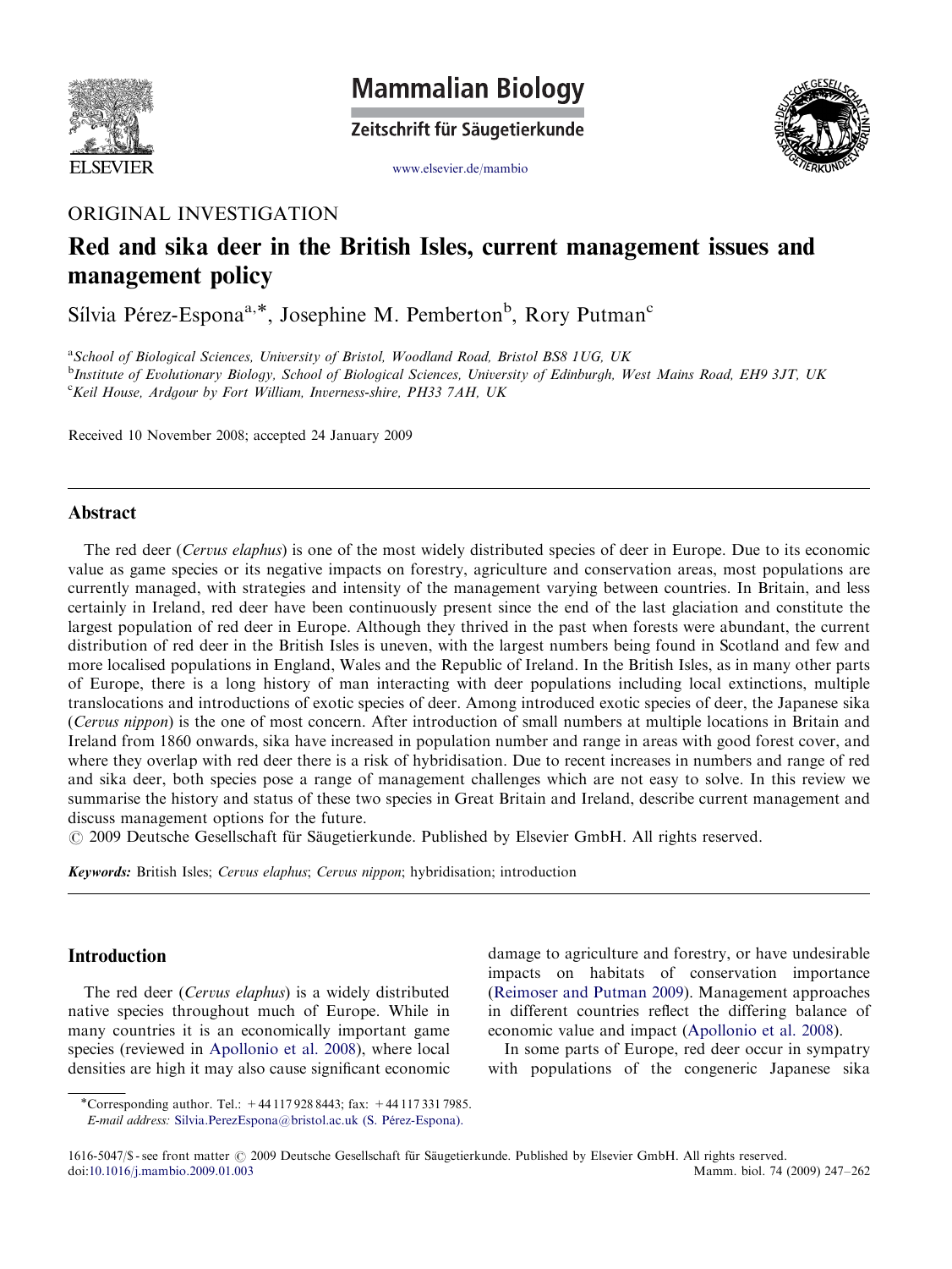Mammalian Biology

Zeitschrift für Säugetierkunde

www.elsevier.de/mambio

ORIGINAL INVESTIGATION

# Red and sika deer in the British Isles, current management issues and management policy

Sílvia Pérez-Espona[a,*], Josephine M. Pemberton[b], Rory Putman[c]

[a]School of Biological Sciences, University of Bristol, Woodland Road, Bristol BS8 1UG, UK
[b]Institute of Evolutionary Biology, School of Biological Sciences, University of Edinburgh, West Mains Road, EH9 3JT, UK
[c]Keil House, Ardgour by Fort William, Inverness-shire, PH33 7AH, UK

Received 10 November 2008; accepted 24 January 2009

## Abstract

The red deer (*Cervus elaphus*) is one of the most widely distributed species of deer in Europe. Due to its economic value as game species or its negative impacts on forestry, agriculture and conservation areas, most populations are currently managed, with strategies and intensity of the management varying between countries. In Britain, and less certainly in Ireland, red deer have been continuously present since the end of the last glaciation and constitute the largest population of red deer in Europe. Although they thrived in the past when forests were abundant, the current distribution of red deer in the British Isles is uneven, with the largest numbers being found in Scotland and few and more localised populations in England, Wales and the Republic of Ireland. In the British Isles, as in many other parts of Europe, there is a long history of man interacting with deer populations including local extinctions, multiple translocations and introductions of exotic species of deer. Among introduced exotic species of deer, the Japanese sika (*Cervus nippon*) is the one of most concern. After introduction of small numbers at multiple locations in Britain and Ireland from 1860 onwards, sika have increased in population number and range in areas with good forest cover, and where they overlap with red deer there is a risk of hybridisation. Due to recent increases in numbers and range of red and sika deer, both species pose a range of management challenges which are not easy to solve. In this review we summarise the history and status of these two species in Great Britain and Ireland, describe current management and discuss management options for the future.

© 2009 Deutsche Gesellschaft für Säugetierkunde. Published by Elsevier GmbH. All rights reserved.

**Keywords:** British Isles; *Cervus elaphus*; *Cervus nippon*; hybridisation; introduction

## Introduction

The red deer (*Cervus elaphus*) is a widely distributed native species throughout much of Europe. While in many countries it is an economically important game species (reviewed in Apollonio et al. 2008), where local densities are high it may also cause significant economic damage to agriculture and forestry, or have undesirable impacts on habitats of conservation importance (Reimoser and Putman 2009). Management approaches in different countries reflect the differing balance of economic value and impact (Apollonio et al. 2008).

In some parts of Europe, red deer occur in sympatry with populations of the congeneric Japanese sika

*Corresponding author. Tel.: +44 117 928 8443; fax: +44 117 331 7985.
E-mail address: Silvia.PerezEspona@bristol.ac.uk (S. Pérez-Espona).

1616-5047/$ - see front matter © 2009 Deutsche Gesellschaft für Säugetierkunde. Published by Elsevier GmbH. All rights reserved.
doi:10.1016/j.mambio.2009.01.003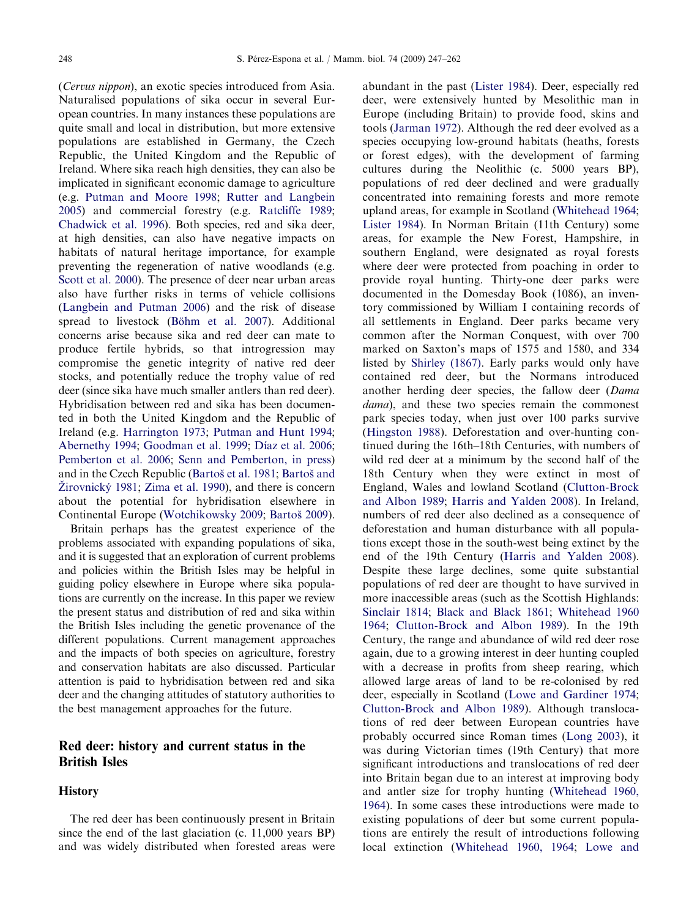(*Cervus nippon*), an exotic species introduced from Asia. Naturalised populations of sika occur in several European countries. In many instances these populations are quite small and local in distribution, but more extensive populations are established in Germany, the Czech Republic, the United Kingdom and the Republic of Ireland. Where sika reach high densities, they can also be implicated in significant economic damage to agriculture (e.g. Putman and Moore 1998; Rutter and Langbein 2005) and commercial forestry (e.g. Ratcliffe 1989; Chadwick et al. 1996). Both species, red and sika deer, at high densities, can also have negative impacts on habitats of natural heritage importance, for example preventing the regeneration of native woodlands (e.g. Scott et al. 2000). The presence of deer near urban areas also have further risks in terms of vehicle collisions (Langbein and Putman 2006) and the risk of disease spread to livestock (Böhm et al. 2007). Additional concerns arise because sika and red deer can mate to produce fertile hybrids, so that introgression may compromise the genetic integrity of native red deer stocks, and potentially reduce the trophy value of red deer (since sika have much smaller antlers than red deer). Hybridisation between red and sika has been documented in both the United Kingdom and the Republic of Ireland (e.g. Harrington 1973; Putman and Hunt 1994; Abernethy 1994; Goodman et al. 1999; Díaz et al. 2006; Pemberton et al. 2006; Senn and Pemberton, in press) and in the Czech Republic (Bartoš et al. 1981; Bartoš and Žirovnický 1981; Zima et al. 1990), and there is concern about the potential for hybridisation elsewhere in Continental Europe (Wotchikowsky 2009; Bartoš 2009).

Britain perhaps has the greatest experience of the problems associated with expanding populations of sika, and it is suggested that an exploration of current problems and policies within the British Isles may be helpful in guiding policy elsewhere in Europe where sika populations are currently on the increase. In this paper we review the present status and distribution of red and sika within the British Isles including the genetic provenance of the different populations. Current management approaches and the impacts of both species on agriculture, forestry and conservation habitats are also discussed. Particular attention is paid to hybridisation between red and sika deer and the changing attitudes of statutory authorities to the best management approaches for the future.

## Red deer: history and current status in the British Isles

### History

The red deer has been continuously present in Britain since the end of the last glaciation (c. 11,000 years BP) and was widely distributed when forested areas were abundant in the past (Lister 1984). Deer, especially red deer, were extensively hunted by Mesolithic man in Europe (including Britain) to provide food, skins and tools (Jarman 1972). Although the red deer evolved as a species occupying low-ground habitats (heaths, forests or forest edges), with the development of farming cultures during the Neolithic (c. 5000 years BP), populations of red deer declined and were gradually concentrated into remaining forests and more remote upland areas, for example in Scotland (Whitehead 1964; Lister 1984). In Norman Britain (11th Century) some areas, for example the New Forest, Hampshire, in southern England, were designated as royal forests where deer were protected from poaching in order to provide royal hunting. Thirty-one deer parks were documented in the Domesday Book (1086), an inventory commissioned by William I containing records of all settlements in England. Deer parks became very common after the Norman Conquest, with over 700 marked on Saxton's maps of 1575 and 1580, and 334 listed by Shirley (1867). Early parks would only have contained red deer, but the Normans introduced another herding deer species, the fallow deer (*Dama dama*), and these two species remain the commonest park species today, when just over 100 parks survive (Hingston 1988). Deforestation and over-hunting continued during the 16th–18th Centuries, with numbers of wild red deer at a minimum by the second half of the 18th Century when they were extinct in most of England, Wales and lowland Scotland (Clutton-Brock and Albon 1989; Harris and Yalden 2008). In Ireland, numbers of red deer also declined as a consequence of deforestation and human disturbance with all populations except those in the south-west being extinct by the end of the 19th Century (Harris and Yalden 2008). Despite these large declines, some quite substantial populations of red deer are thought to have survived in more inaccessible areas (such as the Scottish Highlands: Sinclair 1814; Black and Black 1861; Whitehead 1960 1964; Clutton-Brock and Albon 1989). In the 19th Century, the range and abundance of wild red deer rose again, due to a growing interest in deer hunting coupled with a decrease in profits from sheep rearing, which allowed large areas of land to be re-colonised by red deer, especially in Scotland (Lowe and Gardiner 1974; Clutton-Brock and Albon 1989). Although translocations of red deer between European countries have probably occurred since Roman times (Long 2003), it was during Victorian times (19th Century) that more significant introductions and translocations of red deer into Britain began due to an interest at improving body and antler size for trophy hunting (Whitehead 1960, 1964). In some cases these introductions were made to existing populations of deer but some current populations are entirely the result of introductions following local extinction (Whitehead 1960, 1964; Lowe and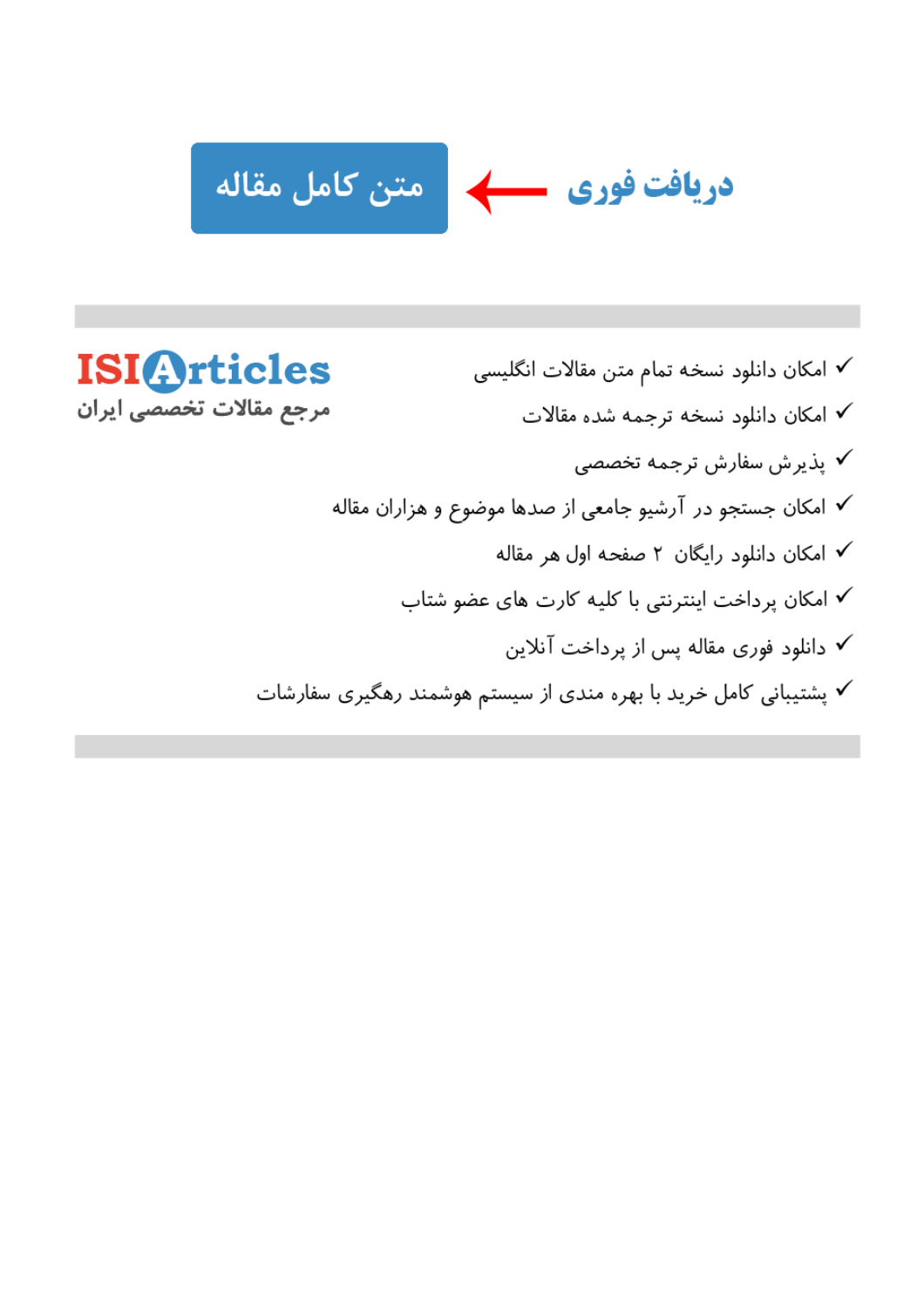دریافت فوری ← متن کامل مقاله

**ISIArticles**
مرجع مقالات تخصصی ایران

- ✓ امکان دانلود نسخه تمام متن مقالات انگلیسی
- ✓ امکان دانلود نسخه ترجمه شده مقالات
- ✓ پذیرش سفارش ترجمه تخصصی
- ✓ امکان جستجو در آرشیو جامعی از صدها موضوع و هزاران مقاله
- ✓ امکان دانلود رایگان ۲ صفحه اول هر مقاله
- ✓ امکان پرداخت اینترنتی با کلیه کارت های عضو شتاب
- ✓ دانلود فوری مقاله پس از پرداخت آنلاین
- ✓ پشتیبانی کامل خرید با بهره مندی از سیستم هوشمند رهگیری سفارشات